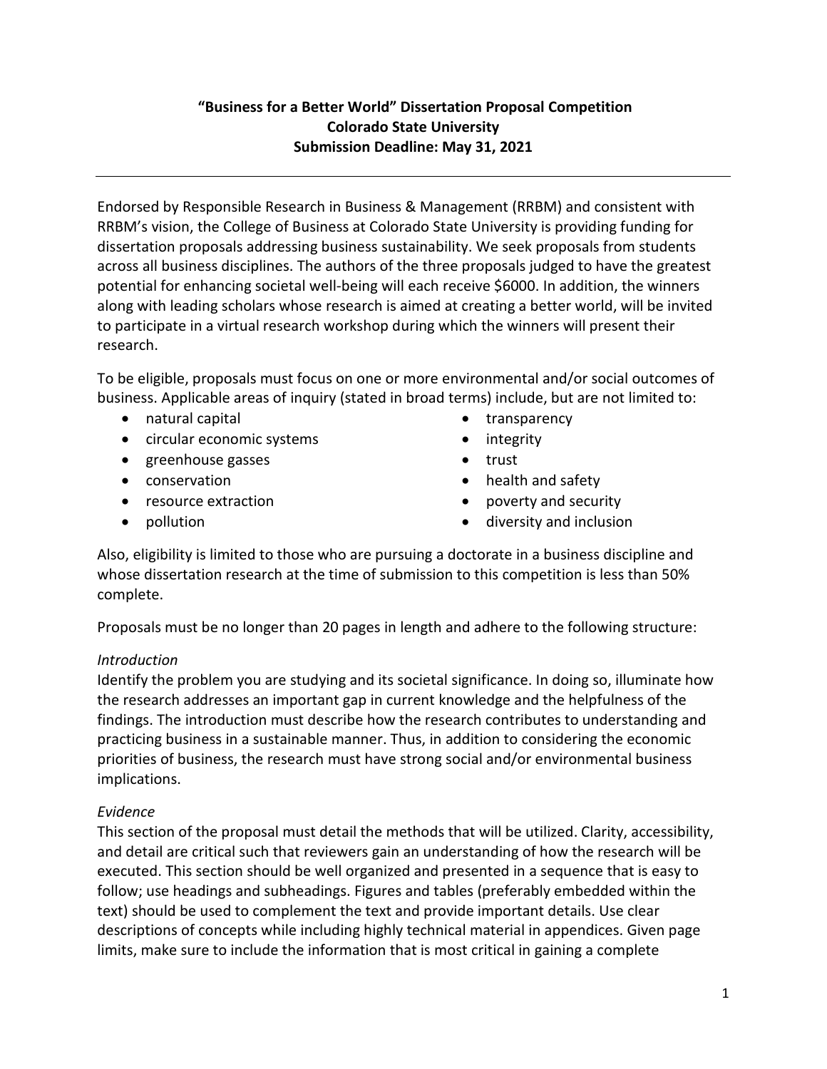**"Business for a Better World" Dissertation Proposal Competition**
**Colorado State University**
**Submission Deadline: May 31, 2021**

---

Endorsed by Responsible Research in Business & Management (RRBM) and consistent with RRBM's vision, the College of Business at Colorado State University is providing funding for dissertation proposals addressing business sustainability. We seek proposals from students across all business disciplines. The authors of the three proposals judged to have the greatest potential for enhancing societal well-being will each receive $6000. In addition, the winners along with leading scholars whose research is aimed at creating a better world, will be invited to participate in a virtual research workshop during which the winners will present their research.

To be eligible, proposals must focus on one or more environmental and/or social outcomes of business. Applicable areas of inquiry (stated in broad terms) include, but are not limited to:

- natural capital
- circular economic systems
- greenhouse gasses
- conservation
- resource extraction
- pollution
- transparency
- integrity
- trust
- health and safety
- poverty and security
- diversity and inclusion

Also, eligibility is limited to those who are pursuing a doctorate in a business discipline and whose dissertation research at the time of submission to this competition is less than 50% complete.

Proposals must be no longer than 20 pages in length and adhere to the following structure:

*Introduction*
Identify the problem you are studying and its societal significance. In doing so, illuminate how the research addresses an important gap in current knowledge and the helpfulness of the findings. The introduction must describe how the research contributes to understanding and practicing business in a sustainable manner. Thus, in addition to considering the economic priorities of business, the research must have strong social and/or environmental business implications.

*Evidence*
This section of the proposal must detail the methods that will be utilized. Clarity, accessibility, and detail are critical such that reviewers gain an understanding of how the research will be executed. This section should be well organized and presented in a sequence that is easy to follow; use headings and subheadings. Figures and tables (preferably embedded within the text) should be used to complement the text and provide important details. Use clear descriptions of concepts while including highly technical material in appendices. Given page limits, make sure to include the information that is most critical in gaining a complete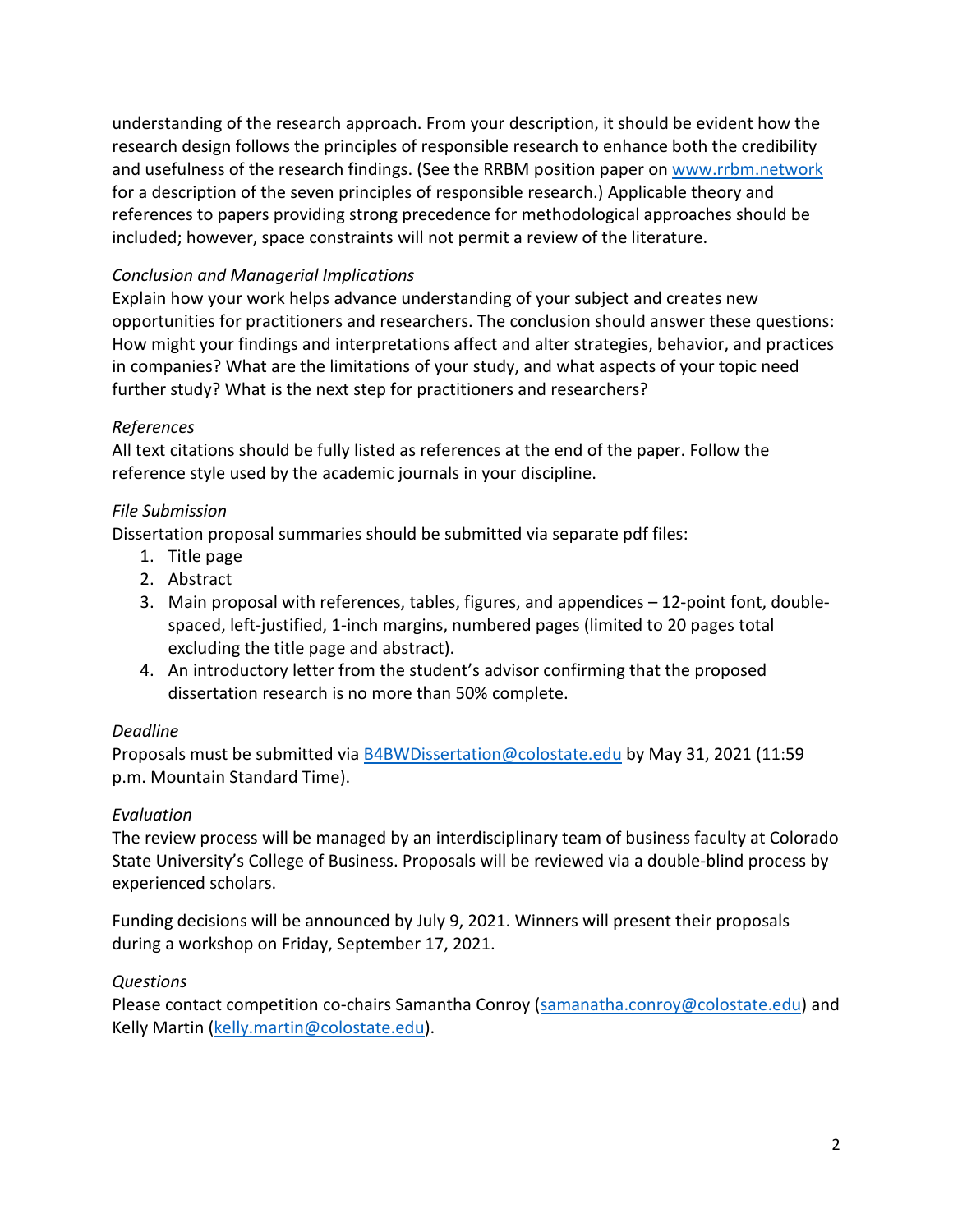understanding of the research approach. From your description, it should be evident how the research design follows the principles of responsible research to enhance both the credibility and usefulness of the research findings. (See the RRBM position paper on www.rrbm.network for a description of the seven principles of responsible research.) Applicable theory and references to papers providing strong precedence for methodological approaches should be included; however, space constraints will not permit a review of the literature.

*Conclusion and Managerial Implications*

Explain how your work helps advance understanding of your subject and creates new opportunities for practitioners and researchers. The conclusion should answer these questions: How might your findings and interpretations affect and alter strategies, behavior, and practices in companies? What are the limitations of your study, and what aspects of your topic need further study? What is the next step for practitioners and researchers?

*References*

All text citations should be fully listed as references at the end of the paper. Follow the reference style used by the academic journals in your discipline.

*File Submission*

Dissertation proposal summaries should be submitted via separate pdf files:

1. Title page
2. Abstract
3. Main proposal with references, tables, figures, and appendices – 12-point font, double-spaced, left-justified, 1-inch margins, numbered pages (limited to 20 pages total excluding the title page and abstract).
4. An introductory letter from the student's advisor confirming that the proposed dissertation research is no more than 50% complete.

*Deadline*

Proposals must be submitted via B4BWDissertation@colostate.edu by May 31, 2021 (11:59 p.m. Mountain Standard Time).

*Evaluation*

The review process will be managed by an interdisciplinary team of business faculty at Colorado State University's College of Business. Proposals will be reviewed via a double-blind process by experienced scholars.

Funding decisions will be announced by July 9, 2021. Winners will present their proposals during a workshop on Friday, September 17, 2021.

*Questions*

Please contact competition co-chairs Samantha Conroy (samanatha.conroy@colostate.edu) and Kelly Martin (kelly.martin@colostate.edu).